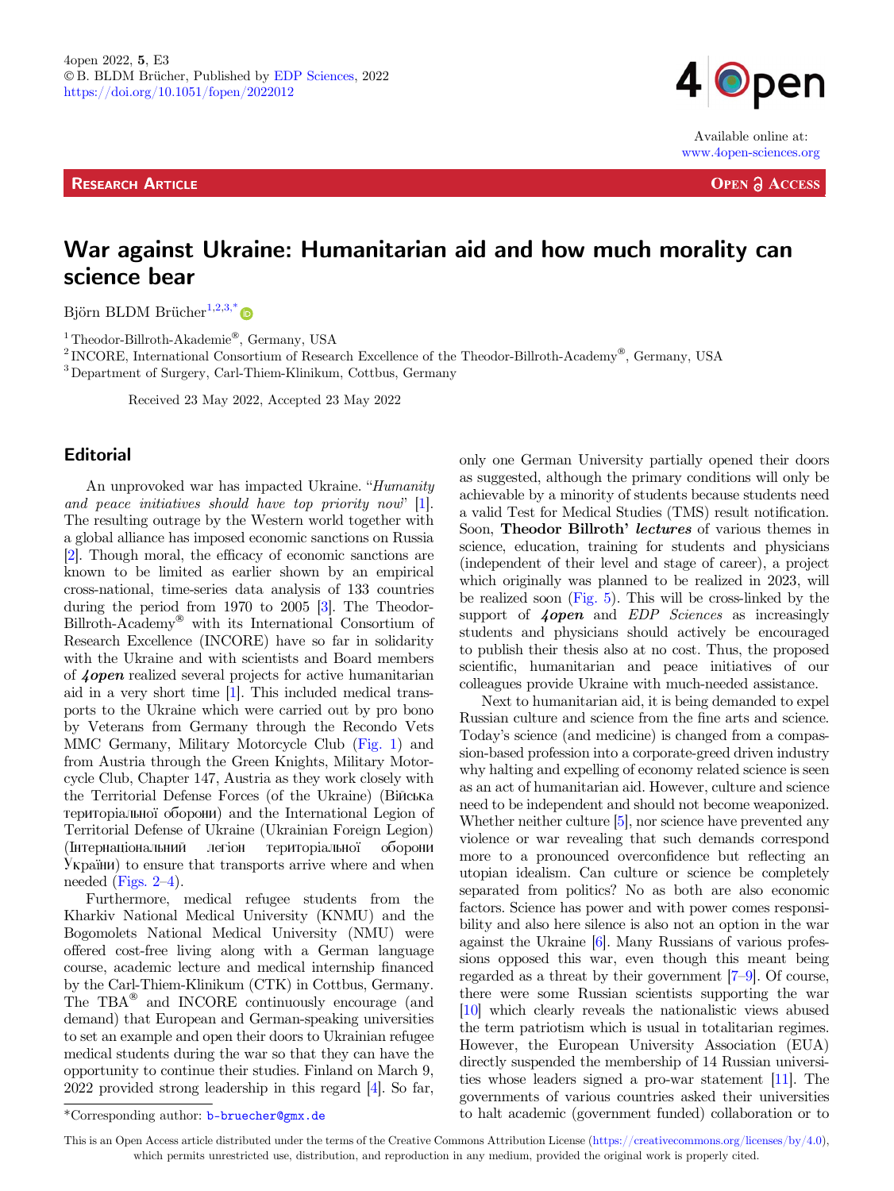RESEARCH ARTICLE

OPEN ACCESS

# War against Ukraine: Humanitarian aid and how much morality can science bear

Björn BLDM Brücher[1,2,3,*]

[1] Theodor-Billroth-Akademie®, Germany, USA
[2] INCORE, International Consortium of Research Excellence of the Theodor-Billroth-Academy®, Germany, USA
[3] Department of Surgery, Carl-Thiem-Klinikum, Cottbus, Germany

Received 23 May 2022, Accepted 23 May 2022

## Editorial

An unprovoked war has impacted Ukraine. "*Humanity and peace initiatives should have top priority now*" [1]. The resulting outrage by the Western world together with a global alliance has imposed economic sanctions on Russia [2]. Though moral, the efficacy of economic sanctions are known to be limited as earlier shown by an empirical cross-national, time-series data analysis of 133 countries during the period from 1970 to 2005 [3]. The Theodor-Billroth-Academy® with its International Consortium of Research Excellence (INCORE) have so far in solidarity with the Ukraine and with scientists and Board members of ***4open*** realized several projects for active humanitarian aid in a very short time [1]. This included medical transports to the Ukraine which were carried out by pro bono by Veterans from Germany through the Recondo Vets MMC Germany, Military Motorcycle Club (Fig. 1) and from Austria through the Green Knights, Military Motorcycle Club, Chapter 147, Austria as they work closely with the Territorial Defense Forces (of the Ukraine) (Війська територіальної оборони) and the International Legion of Territorial Defense of Ukraine (Ukrainian Foreign Legion) (Інтернаціональний легіон територіальної оборони України) to ensure that transports arrive where and when needed (Figs. 2–4).

Furthermore, medical refugee students from the Kharkiv National Medical University (KNMU) and the Bogomolets National Medical University (NMU) were offered cost-free living along with a German language course, academic lecture and medical internship financed by the Carl-Thiem-Klinikum (CTK) in Cottbus, Germany. The TBA® and INCORE continuously encourage (and demand) that European and German-speaking universities to set an example and open their doors to Ukrainian refugee medical students during the war so that they can have the opportunity to continue their studies. Finland on March 9, 2022 provided strong leadership in this regard [4]. So far, only one German University partially opened their doors as suggested, although the primary conditions will only be achievable by a minority of students because students need a valid Test for Medical Studies (TMS) result notification. Soon, **Theodor Billroth' *lectures*** of various themes in science, education, training for students and physicians (independent of their level and stage of career), a project which originally was planned to be realized in 2023, will be realized soon (Fig. 5). This will be cross-linked by the support of ***4open*** and *EDP Sciences* as increasingly students and physicians should actively be encouraged to publish their thesis also at no cost. Thus, the proposed scientific, humanitarian and peace initiatives of our colleagues provide Ukraine with much-needed assistance.

Next to humanitarian aid, it is being demanded to expel Russian culture and science from the fine arts and science. Today's science (and medicine) is changed from a compassion-based profession into a corporate-greed driven industry why halting and expelling of economy related science is seen as an act of humanitarian aid. However, culture and science need to be independent and should not become weaponized. Whether neither culture [5], nor science have prevented any violence or war revealing that such demands correspond more to a pronounced overconfidence but reflecting an utopian idealism. Can culture or science be completely separated from politics? No as both are also economic factors. Science has power and with power comes responsibility and also here silence is also not an option in the war against the Ukraine [6]. Many Russians of various professions opposed this war, even though this meant being regarded as a threat by their government [7–9]. Of course, there were some Russian scientists supporting the war [10] which clearly reveals the nationalistic views abused the term patriotism which is usual in totalitarian regimes. However, the European University Association (EUA) directly suspended the membership of 14 Russian universities whose leaders signed a pro-war statement [11]. The governments of various countries asked their universities to halt academic (government funded) collaboration or to

*Corresponding author: b-bruecher@gmx.de

This is an Open Access article distributed under the terms of the Creative Commons Attribution License (https://creativecommons.org/licenses/by/4.0), which permits unrestricted use, distribution, and reproduction in any medium, provided the original work is properly cited.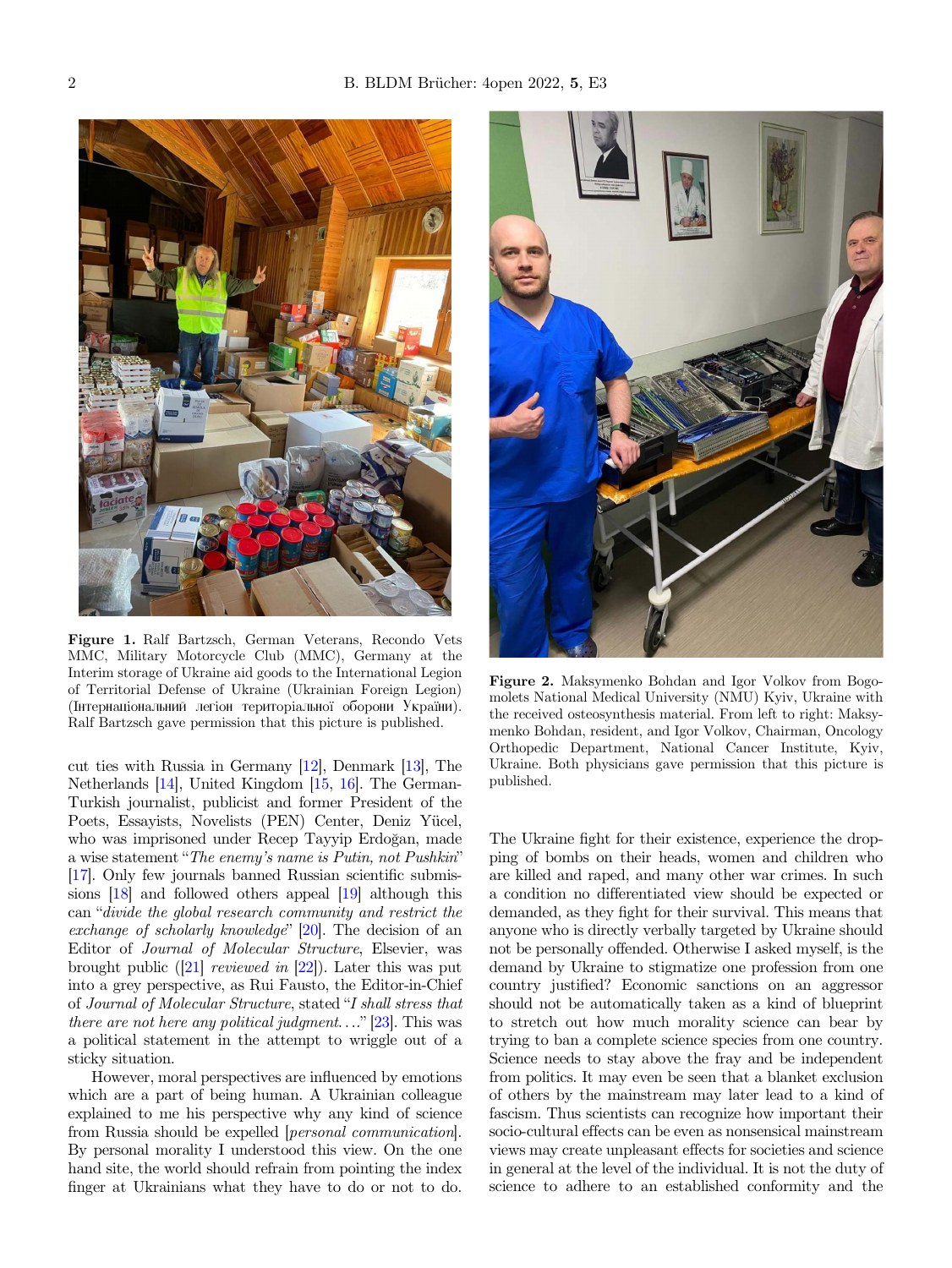Figure 1. Ralf Bartzsch, German Veterans, Recondo Vets MMC, Military Motorcycle Club (MMC), Germany at the Interim storage of Ukraine aid goods to the International Legion of Territorial Defense of Ukraine (Ukrainian Foreign Legion) (Інтернаціональний легіон територіальної оборони України). Ralf Bartzsch gave permission that this picture is published.

Figure 2. Maksymenko Bohdan and Igor Volkov from Bogomolets National Medical University (NMU) Kyiv, Ukraine with the received osteosynthesis material. From left to right: Maksymenko Bohdan, resident, and Igor Volkov, Chairman, Oncology Orthopedic Department, National Cancer Institute, Kyiv, Ukraine. Both physicians gave permission that this picture is published.

cut ties with Russia in Germany [12], Denmark [13], The Netherlands [14], United Kingdom [15, 16]. The German-Turkish journalist, publicist and former President of the Poets, Essayists, Novelists (PEN) Center, Deniz Yücel, who was imprisoned under Recep Tayyip Erdoğan, made a wise statement "*The enemy's name is Putin, not Pushkin*" [17]. Only few journals banned Russian scientific submissions [18] and followed others appeal [19] although this can "*divide the global research community and restrict the exchange of scholarly knowledge*" [20]. The decision of an Editor of *Journal of Molecular Structure*, Elsevier, was brought public ([21] *reviewed in* [22]). Later this was put into a grey perspective, as Rui Fausto, the Editor-in-Chief of *Journal of Molecular Structure*, stated "*I shall stress that there are not here any political judgment....*" [23]. This was a political statement in the attempt to wriggle out of a sticky situation.

However, moral perspectives are influenced by emotions which are a part of being human. A Ukrainian colleague explained to me his perspective why any kind of science from Russia should be expelled [*personal communication*]. By personal morality I understood this view. On the one hand site, the world should refrain from pointing the index finger at Ukrainians what they have to do or not to do. The Ukraine fight for their existence, experience the dropping of bombs on their heads, women and children who are killed and raped, and many other war crimes. In such a condition no differentiated view should be expected or demanded, as they fight for their survival. This means that anyone who is directly verbally targeted by Ukraine should not be personally offended. Otherwise I asked myself, is the demand by Ukraine to stigmatize one profession from one country justified? Economic sanctions on an aggressor should not be automatically taken as a kind of blueprint to stretch out how much morality science can bear by trying to ban a complete science species from one country. Science needs to stay above the fray and be independent from politics. It may even be seen that a blanket exclusion of others by the mainstream may later lead to a kind of fascism. Thus scientists can recognize how important their socio-cultural effects can be even as nonsensical mainstream views may create unpleasant effects for societies and science in general at the level of the individual. It is not the duty of science to adhere to an established conformity and the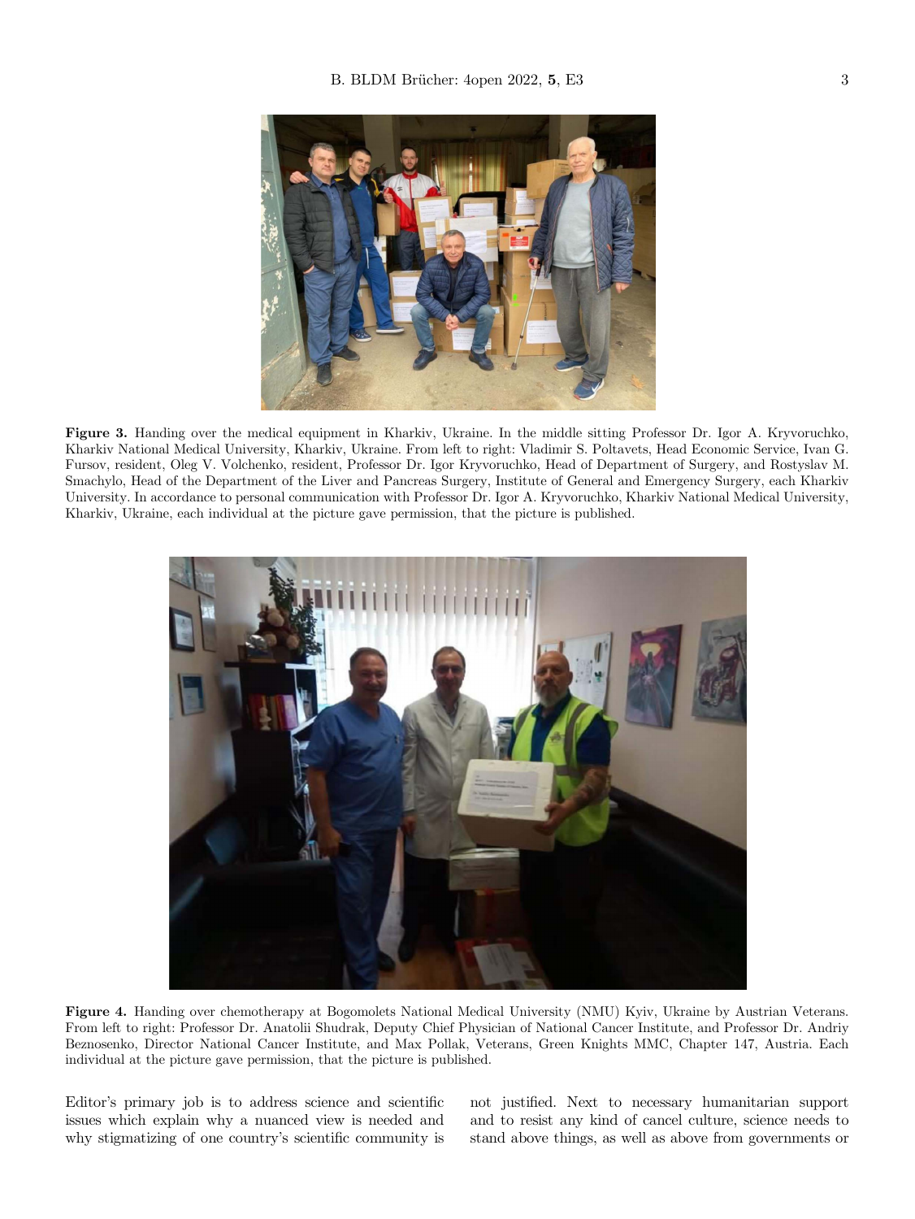**Figure 3.** Handing over the medical equipment in Kharkiv, Ukraine. In the middle sitting Professor Dr. Igor A. Kryvoruchko, Kharkiv National Medical University, Kharkiv, Ukraine. From left to right: Vladimir S. Poltavets, Head Economic Service, Ivan G. Fursov, resident, Oleg V. Volchenko, resident, Professor Dr. Igor Kryvoruchko, Head of Department of Surgery, and Rostyslav M. Smachylo, Head of the Department of the Liver and Pancreas Surgery, Institute of General and Emergency Surgery, each Kharkiv University. In accordance to personal communication with Professor Dr. Igor A. Kryvoruchko, Kharkiv National Medical University, Kharkiv, Ukraine, each individual at the picture gave permission, that the picture is published.

**Figure 4.** Handing over chemotherapy at Bogomolets National Medical University (NMU) Kyiv, Ukraine by Austrian Veterans. From left to right: Professor Dr. Anatolii Shudrak, Deputy Chief Physician of National Cancer Institute, and Professor Dr. Andriy Beznosenko, Director National Cancer Institute, and Max Pollak, Veterans, Green Knights MMC, Chapter 147, Austria. Each individual at the picture gave permission, that the picture is published.

Editor's primary job is to address science and scientific issues which explain why a nuanced view is needed and why stigmatizing of one country's scientific community is not justified. Next to necessary humanitarian support and to resist any kind of cancel culture, science needs to stand above things, as well as above from governments or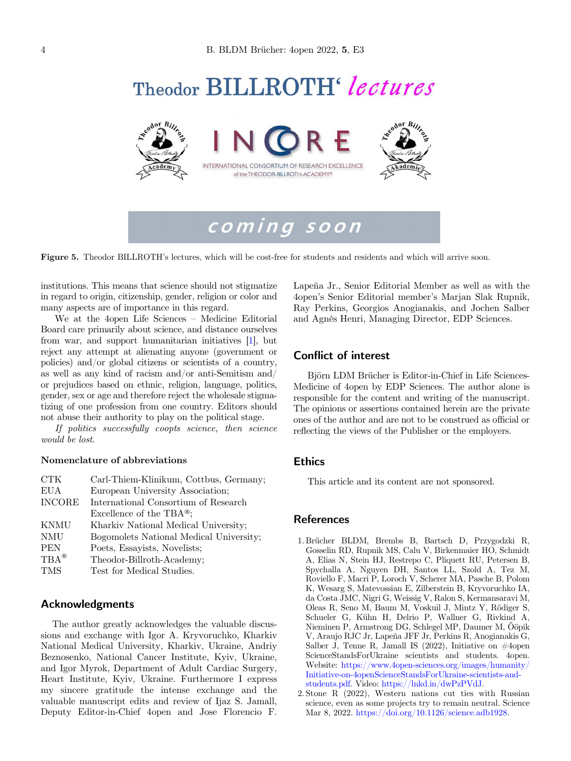Theodor BILLROTH' *lectures*

INCORE

INTERNATIONAL CONSORTIUM OF RESEARCH EXCELLENCE of the THEODOR-BILLROTH-ACADEMY®

coming soon

**Figure 5.** Theodor BILLROTH's lectures, which will be cost-free for students and residents and which will arrive soon.

institutions. This means that science should not stigmatize in regard to origin, citizenship, gender, religion or color and many aspects are of importance in this regard.

We at the 4open Life Sciences – Medicine Editorial Board care primarily about science, and distance ourselves from war, and support humanitarian initiatives [1], but reject any attempt at alienating anyone (government or policies) and/or global citizens or scientists of a country, as well as any kind of racism and/or anti-Semitism and/or prejudices based on ethnic, religion, language, politics, gender, sex or age and therefore reject the wholesale stigmatizing of one profession from one country. Editors should not abuse their authority to play on the political stage.

*If politics successfully coopts science, then science would be lost.*

### Nomenclature of abbreviations

| | |
|---|---|
| CTK | Carl-Thiem-Klinikum, Cottbus, Germany; |
| EUA | European University Association; |
| INCORE | International Consortium of Research Excellence of the TBA®; |
| KNMU | Kharkiv National Medical University; |
| NMU | Bogomolets National Medical University; |
| PEN | Poets, Essayists, Novelists; |
| TBA® | Theodor-Billroth-Academy; |
| TMS | Test for Medical Studies. |

## Acknowledgments

The author greatly acknowledges the valuable discussions and exchange with Igor A. Kryvoruchko, Kharkiv National Medical University, Kharkiv, Ukraine, Andriy Beznosenko, National Cancer Institute, Kyiv, Ukraine, and Igor Myrok, Department of Adult Cardiac Surgery, Heart Institute, Kyiv, Ukraine. Furthermore I express my sincere gratitude the intense exchange and the valuable manuscript edits and review of Ijaz S. Jamall, Deputy Editor-in-Chief 4open and Jose Florencio F. Lapeña Jr., Senior Editorial Member as well as with the 4open's Senior Editorial member's Marjan Slak Rupnik, Ray Perkins, Georgios Anogianakis, and Jochen Salber and Agnès Henri, Managing Director, EDP Sciences.

## Conflict of interest

Björn LDM Brücher is Editor-in-Chief in Life Sciences-Medicine of 4open by EDP Sciences. The author alone is responsible for the content and writing of the manuscript. The opinions or assertions contained herein are the private ones of the author and are not to be construed as official or reflecting the views of the Publisher or the employers.

## Ethics

This article and its content are not sponsored.

## References

1. Brücher BLDM, Brembs B, Bartsch D, Przygodzki R, Gosselin RD, Rupnik MS, Calu V, Birkenmaier HO, Schmidt A, Elias N, Stein HJ, Restrepo C, Pliquett RU, Petersen B, Spychalla A, Nguyen DH, Santos LL, Szold A, Tez M, Roviello F, Macri P, Loroch V, Scherer MA, Pasche B, Polom K, Wesarg S, Matevossian E, Zilberstein B, Kryvoruchko IA, da Costa JMC, Nigri G, Weissig V, Ralon S, Kermansaravi M, Oleas R, Seno M, Baum M, Voskuil J, Mintz Y, Rödiger S, Schueler G, Kühn H, Delrio P, Wallner G, Rivkind A, Nieminen P, Armstrong DG, Schlegel MP, Daumer M, Ööpik V, Araujo RJC Jr, Lapeña JFF Jr, Perkins R, Anogianakis G, Salber J, Tenne R, Jamall IS (2022), Initiative on #4open ScienceStandsForUkraine scientists and students. 4open. Website: https://www.4open-sciences.org/images/humanity/Initiative-on-4openScienceStandsForUkraine-scientists-and-students.pdf. Video: https://lnkd.in/dwPzPVdJ.
2. Stone R (2022), Western nations cut ties with Russian science, even as some projects try to remain neutral. Science Mar 8, 2022. https://doi.org/10.1126/science.adb1928.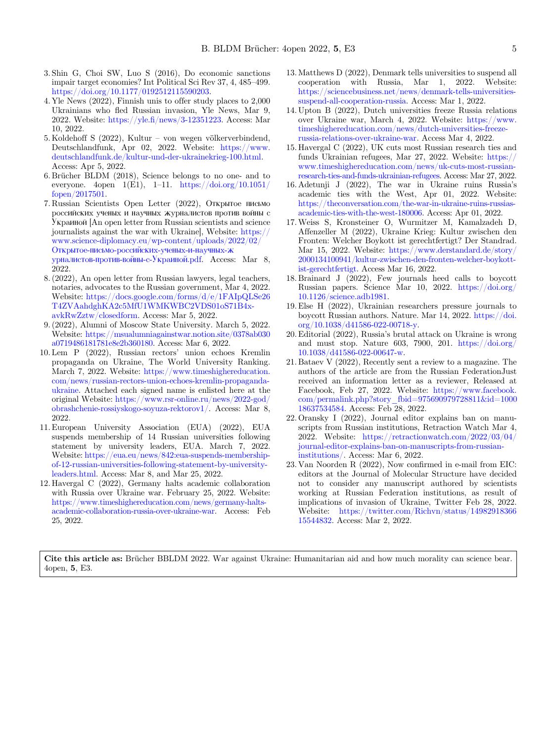3. Shin G, Choi SW, Luo S (2016), Do economic sanctions impair target economies? Int Political Sci Rev 37, 4, 485–499. https://doi.org/10.1177/0192512115590203.
4. Yle News (2022), Finnish unis to offer study places to 2,000 Ukrainians who fled Russian invasion, Yle News, Mar 9, 2022. Website: https://yle.fi/news/3-12351223. Access: Mar 10, 2022.
5. Koldehoff S (2022), Kultur – von wegen völkerverbindend, Deutschlandfunk, Apr 02, 2022. Website: https://www.deutschlandfunk.de/kultur-und-der-ukrainekrieg-100.html. Access: Apr 5, 2022.
6. Brücher BLDM (2018), Science belongs to no one- and to everyone. 4open 1(E1), 1–11. https://doi.org/10.1051/fopen/2017501.
7. Russian Scientists Open Letter (2022), Открытое письмо российских ученых и научных журналистов против войны с Украиной [An open letter from Russian scientists and science journalists against the war with Ukraine], Website: https://www.science-diplomacy.eu/wp-content/uploads/2022/02/Открытое-письмо-российских-ученых-и-научных-журналистов-против-войны-с-Украиной.pdf. Access: Mar 8, 2022.
8. (2022), An open letter from Russian lawyers, legal teachers, notaries, advocates to the Russian government, Mar 4, 2022. Website: https://docs.google.com/forms/d/e/1FAIpQLSe26T4ZVAahdghKA2c5MfU1WMKWBC2VDS01oS71B4x-avkRwZztw/closedform. Access: Mar 5, 2022.
9. (2022), Alumni of Moscow State University. March 5, 2022. Website: https://msualumniagainstwar.notion.site/0378ab030a0719486181781e8e2b360180. Access: Mar 6, 2022.
10. Lem P (2022), Russian rectors' union echoes Kremlin propaganda on Ukraine, The World University Ranking. March 7, 2022. Website: https://www.timeshighereducation.com/news/russian-rectors-union-echoes-kremlin-propaganda-ukraine. Attached each signed name is enlisted here at the original Website: https://www.rsr-online.ru/news/2022-god/obrashchenie-rossiyskogo-soyuza-rektorov1/. Access: Mar 8, 2022.
11. European University Association (EUA) (2022), EUA suspends membership of 14 Russian universities following statement by university leaders, EUA. March 7, 2022. Website: https://eua.eu/news/842:eua-suspends-membership-of-12-russian-universities-following-statement-by-university-leaders.html. Access: Mar 8, and Mar 25, 2022.
12. Havergal C (2022), Germany halts academic collaboration with Russia over Ukraine war. February 25, 2022. Website: https://www.timeshighereducation.com/news/germany-halts-academic-collaboration-russia-over-ukraine-war. Access: Feb 25, 2022.
13. Matthews D (2022), Denmark tells universities to suspend all cooperation with Russia, Mar 1, 2022. Website: https://sciencebusiness.net/news/denmark-tells-universities-suspend-all-cooperation-russia. Access: Mar 1, 2022.
14. Upton B (2022), Dutch universities freeze Russia relations over Ukraine war, March 4, 2022. Website: https://www.timeshighereducation.com/news/dutch-universities-freeze-russia-relations-over-ukraine-war. Access Mar 4, 2022.
15. Havergal C (2022), UK cuts most Russian research ties and funds Ukrainian refugees, Mar 27, 2022. Website: https://www.timeshighereducation.com/news/uk-cuts-most-russian-research-ties-and-funds-ukrainian-refugees. Access: Mar 27, 2022.
16. Adetunji J (2022), The war in Ukraine ruins Russia's academic ties with the West, Apr 01, 2022. Website: https://theconversation.com/the-war-in-ukraine-ruins-russias-academic-ties-with-the-west-180006. Access: Apr 01, 2022.
17. Weiss S, Kronsteiner O, Wurmitzer M, Kamalzadeh D, Affenzeller M (2022), Ukraine Krieg: Kultur zwischen den Fronten: Welcher Boykott ist gerechtfertigt? Der Standrad. Mar 15, 2022. Website: https://www.derstandard.de/story/2000134100941/kultur-zwischen-den-fronten-welcher-boykott-ist-gerechtfertigt. Access Mar 16, 2022.
18. Brainard J (2022), Few journals heed calls to boycott Russian papers. Science Mar 10, 2022. https://doi.org/10.1126/science.adb1981.
19. Else H (2022), Ukrainian researchers pressure journals to boycott Russian authors. Nature. Mar 14, 2022. https://doi.org/10.1038/d41586-022-00718-y.
20. Editorial (2022), Russia's brutal attack on Ukraine is wrong and must stop. Nature 603, 7900, 201. https://doi.org/10.1038/d41586-022-00647-w.
21. Bataev V (2022), Recently sent a review to a magazine. The authors of the article are from the Russian FederationJust received an information letter as a reviewer, Released at Facebook, Feb 27, 2022. Website: https://www.facebook.com/permalink.php?story_fbid=975690979728811&id=100018637534584. Access: Feb 28, 2022.
22. Oransky I (2022), Journal editor explains ban on manuscripts from Russian institutions, Retraction Watch Mar 4, 2022. Website: https://retractionwatch.com/2022/03/04/journal-editor-explains-ban-on-manuscripts-from-russian-institutions/. Access: Mar 6, 2022.
23. Van Noorden R (2022), Now confirmed in e-mail from EIC: editors at the Journal of Molecular Structure have decided not to consider any manuscript authored by scientists working at Russian Federation institutions, as result of implications of invasion of Ukraine, Twitter Feb 28, 2022. Website: https://twitter.com/Richvn/status/1498291836615544832. Access: Mar 2, 2022.

**Cite this article as:** Brücher BBLDM 2022. War against Ukraine: Humanitarian aid and how much morality can science bear. 4open, **5**, E3.